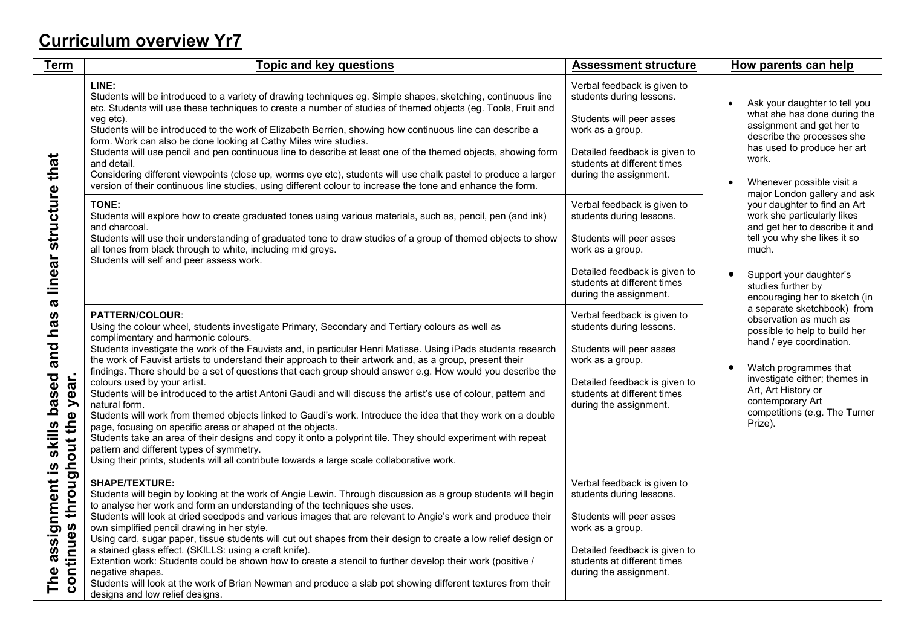# Curriculum overview Yr7

| Term | Topic and key questions | Assessment structure | How parents can help |
|---|---|---|---|
| **The assignment is skills based and has a linear structure that continues throughout the year.** | **LINE:**<br>Students will be introduced to a variety of drawing techniques eg. Simple shapes, sketching, continuous line etc. Students will use these techniques to create a number of studies of themed objects (eg. Tools, Fruit and veg etc).<br>Students will be introduced to the work of Elizabeth Berrien, showing how continuous line can describe a form. Work can also be done looking at Cathy Miles wire studies.<br>Students will use pencil and pen continuous line to describe at least one of the themed objects, showing form and detail.<br>Considering different viewpoints (close up, worms eye etc), students will use chalk pastel to produce a larger version of their continuous line studies, using different colour to increase the tone and enhance the form. | Verbal feedback is given to students during lessons.<br><br>Students will peer asses work as a group.<br><br>Detailed feedback is given to students at different times during the assignment. | • Ask your daughter to tell you what she has done during the assignment and get her to describe the processes she has used to produce her art work.<br><br>• Whenever possible visit a major London gallery and ask your daughter to find an Art work she particularly likes and get her to describe it and tell you why she likes it so much.<br><br>• Support your daughter's studies further by encouraging her to sketch (in a separate sketchbook) from observation as much as possible to help to build her hand / eye coordination.<br><br>• Watch programmes that investigate either; themes in Art, Art History or contemporary Art competitions (e.g. The Turner Prize). |
| | **TONE:**<br>Students will explore how to create graduated tones using various materials, such as, pencil, pen (and ink) and charcoal.<br>Students will use their understanding of graduated tone to draw studies of a group of themed objects to show all tones from black through to white, including mid greys.<br>Students will self and peer assess work. | Verbal feedback is given to students during lessons.<br><br>Students will peer asses work as a group.<br><br>Detailed feedback is given to students at different times during the assignment. | |
| | **PATTERN/COLOUR**:<br>Using the colour wheel, students investigate Primary, Secondary and Tertiary colours as well as complimentary and harmonic colours.<br>Students investigate the work of the Fauvists and, in particular Henri Matisse. Using iPads students research the work of Fauvist artists to understand their approach to their artwork and, as a group, present their findings. There should be a set of questions that each group should answer e.g. How would you describe the colours used by your artist.<br>Students will be introduced to the artist Antoni Gaudi and will discuss the artist's use of colour, pattern and natural form.<br>Students will work from themed objects linked to Gaudi's work. Introduce the idea that they work on a double page, focusing on specific areas or shaped ot the objects.<br>Students take an area of their designs and copy it onto a polyprint tile. They should experiment with repeat pattern and different types of symmetry.<br>Using their prints, students will all contribute towards a large scale collaborative work. | Verbal feedback is given to students during lessons.<br><br>Students will peer asses work as a group.<br><br>Detailed feedback is given to students at different times during the assignment. | |
| | **SHAPE/TEXTURE:**<br>Students will begin by looking at the work of Angie Lewin. Through discussion as a group students will begin to analyse her work and form an understanding of the techniques she uses.<br>Students will look at dried seedpods and various images that are relevant to Angie's work and produce their own simplified pencil drawing in her style.<br>Using card, sugar paper, tissue students will cut out shapes from their design to create a low relief design or a stained glass effect. (SKILLS: using a craft knife).<br>Extention work: Students could be shown how to create a stencil to further develop their work (positive / negative shapes.<br>Students will look at the work of Brian Newman and produce a slab pot showing different textures from their designs and low relief designs. | Verbal feedback is given to students during lessons.<br><br>Students will peer asses work as a group.<br><br>Detailed feedback is given to students at different times during the assignment. | |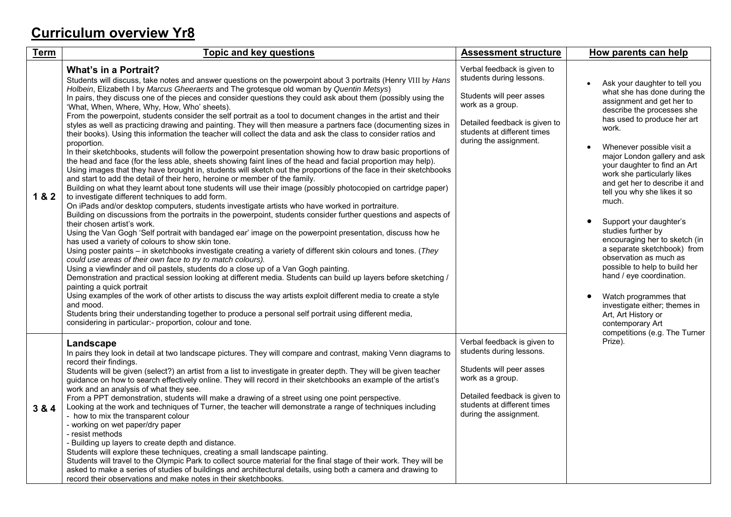# Curriculum overview Yr8

| Term | Topic and key questions | Assessment structure | How parents can help |
|---|---|---|---|
| 1 & 2 | **What's in a Portrait?**<br>Students will discuss, take notes and answer questions on the powerpoint about 3 portraits (Henry VIII by *Hans Holbein*, Elizabeth I by *Marcus Gheeraerts* and The grotesque old woman by *Quentin Metsys*)<br>In pairs, they discuss one of the pieces and consider questions they could ask about them (possibly using the 'What, When, Where, Why, How, Who' sheets).<br>From the powerpoint, students consider the self portrait as a tool to document changes in the artist and their styles as well as practicing drawing and painting. They will then measure a partners face (documenting sizes in their books). Using this information the teacher will collect the data and ask the class to consider ratios and proportion.<br>In their sketchbooks, students will follow the powerpoint presentation showing how to draw basic proportions of the head and face (for the less able, sheets showing faint lines of the head and facial proportion may help).<br>Using images that they have brought in, students will sketch out the proportions of the face in their sketchbooks and start to add the detail of their hero, heroine or member of the family.<br>Building on what they learnt about tone students will use their image (possibly photocopied on cartridge paper) to investigate different techniques to add form.<br>On iPads and/or desktop computers, students investigate artists who have worked in portraiture.<br>Building on discussions from the portraits in the powerpoint, students consider further questions and aspects of their chosen artist's work.<br>Using the Van Gogh 'Self portrait with bandaged ear' image on the powerpoint presentation, discuss how he has used a variety of colours to show skin tone.<br>Using poster paints – in sketchbooks students investigate creating a variety of different skin colours and tones. (*They could use areas of their own face to try to match colours).*<br>Using a viewfinder and oil pastels, students do a close up of a Van Gogh painting.<br>Demonstration and practical session looking at different media. Students can build up layers before sketching / painting a quick portrait<br>Using examples of the work of other artists to discuss the way artists exploit different media to create a style and mood.<br>Students bring their understanding together to produce a personal self portrait using different media, considering in particular:- proportion, colour and tone. | Verbal feedback is given to students during lessons.<br><br>Students will peer asses work as a group.<br><br>Detailed feedback is given to students at different times during the assignment. | • Ask your daughter to tell you what she has done during the assignment and get her to describe the processes she has used to produce her art work.<br><br>• Whenever possible visit a major London gallery and ask your daughter to find an Art work she particularly likes and get her to describe it and tell you why she likes it so much.<br><br>• Support your daughter's studies further by encouraging her to sketch (in a separate sketchbook) from observation as much as possible to help to build her hand / eye coordination.<br><br>• Watch programmes that investigate either; themes in Art, Art History or contemporary Art competitions (e.g. The Turner Prize). |
| 3 & 4 | **Landscape**<br>In pairs they look in detail at two landscape pictures. They will compare and contrast, making Venn diagrams to record their findings.<br>Students will be given (select?) an artist from a list to investigate in greater depth. They will be given teacher guidance on how to search effectively online. They will record in their sketchbooks an example of the artist's work and an analysis of what they see.<br>From a PPT demonstration, students will make a drawing of a street using one point perspective.<br>Looking at the work and techniques of Turner, the teacher will demonstrate a range of techniques including<br>- how to mix the transparent colour<br>- working on wet paper/dry paper<br>- resist methods<br>- Building up layers to create depth and distance.<br>Students will explore these techniques, creating a small landscape painting.<br>Students will travel to the Olympic Park to collect source material for the final stage of their work. They will be asked to make a series of studies of buildings and architectural details, using both a camera and drawing to record their observations and make notes in their sketchbooks. | Verbal feedback is given to students during lessons.<br><br>Students will peer asses work as a group.<br><br>Detailed feedback is given to students at different times during the assignment. | |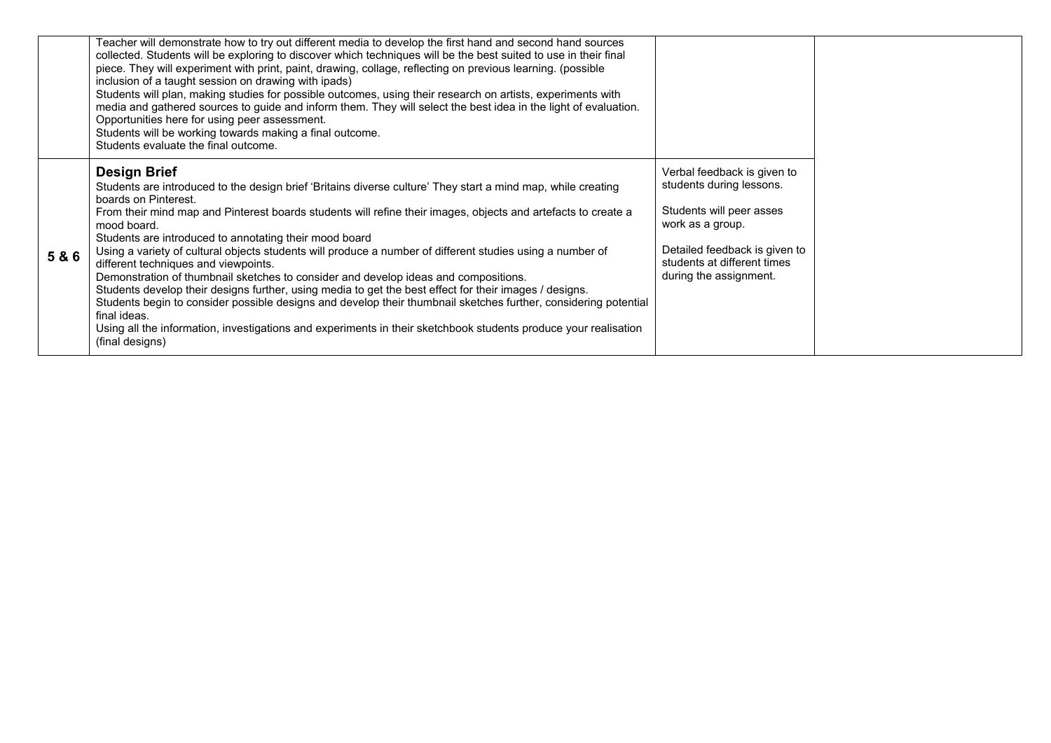| | | | |
|---|---|---|---|
| | Teacher will demonstrate how to try out different media to develop the first hand and second hand sources collected. Students will be exploring to discover which techniques will be the best suited to use in their final piece. They will experiment with print, paint, drawing, collage, reflecting on previous learning. (possible inclusion of a taught session on drawing with ipads)<br>Students will plan, making studies for possible outcomes, using their research on artists, experiments with media and gathered sources to guide and inform them. They will select the best idea in the light of evaluation. Opportunities here for using peer assessment.<br>Students will be working towards making a final outcome.<br>Students evaluate the final outcome. | | |
| **5 & 6** | **Design Brief**<br>Students are introduced to the design brief 'Britains diverse culture' They start a mind map, while creating boards on Pinterest.<br>From their mind map and Pinterest boards students will refine their images, objects and artefacts to create a mood board.<br>Students are introduced to annotating their mood board<br>Using a variety of cultural objects students will produce a number of different studies using a number of different techniques and viewpoints.<br>Demonstration of thumbnail sketches to consider and develop ideas and compositions.<br>Students develop their designs further, using media to get the best effect for their images / designs.<br>Students begin to consider possible designs and develop their thumbnail sketches further, considering potential final ideas.<br>Using all the information, investigations and experiments in their sketchbook students produce your realisation (final designs) | Verbal feedback is given to students during lessons.<br><br>Students will peer asses work as a group.<br><br>Detailed feedback is given to students at different times during the assignment. | |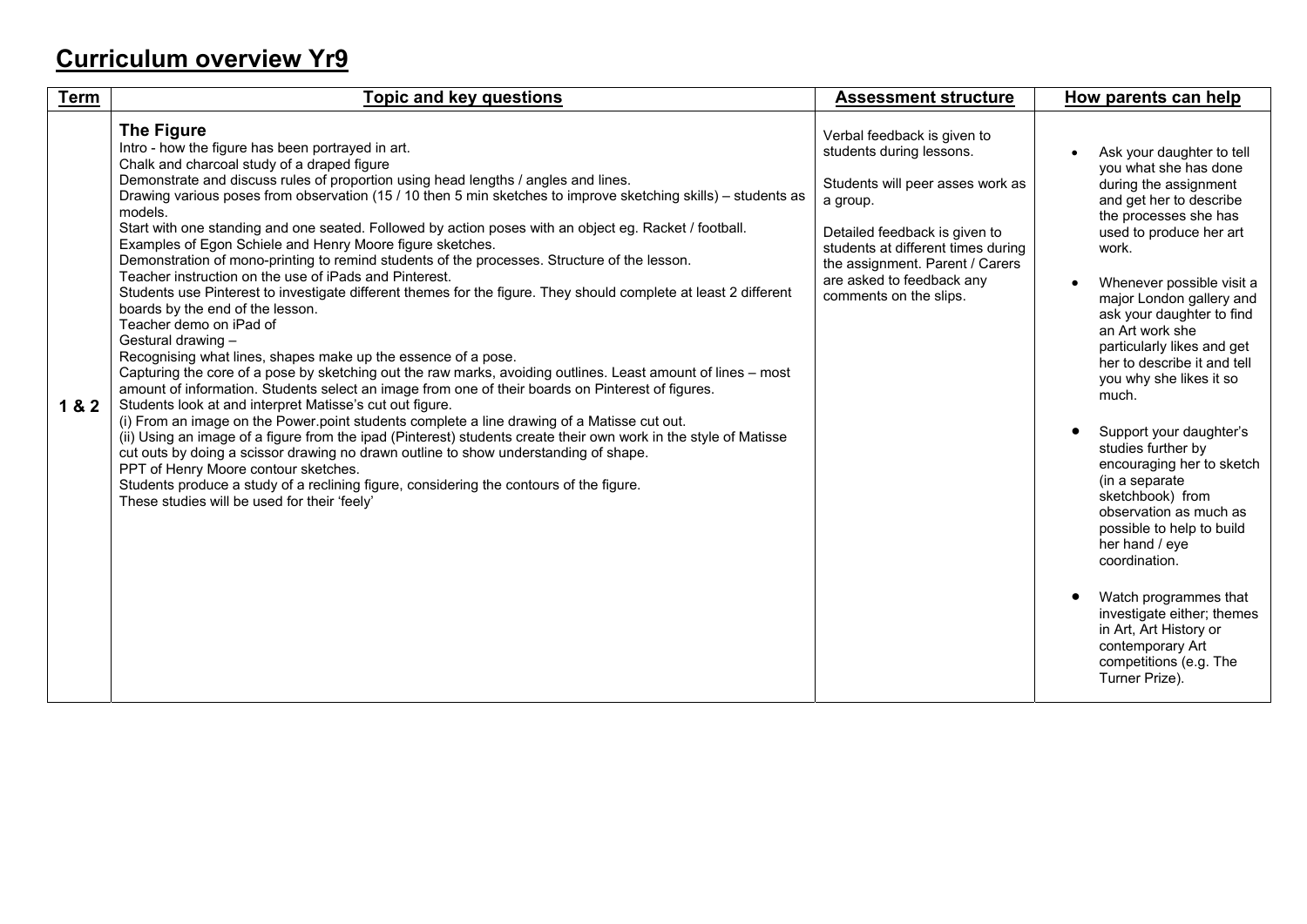# Curriculum overview Yr9

| Term | Topic and key questions | Assessment structure | How parents can help |
|---|---|---|---|
| 1 & 2 | **The Figure**<br>Intro - how the figure has been portrayed in art.<br>Chalk and charcoal study of a draped figure<br>Demonstrate and discuss rules of proportion using head lengths / angles and lines.<br>Drawing various poses from observation (15 / 10 then 5 min sketches to improve sketching skills) – students as models.<br>Start with one standing and one seated. Followed by action poses with an object eg. Racket / football.<br>Examples of Egon Schiele and Henry Moore figure sketches.<br>Demonstration of mono-printing to remind students of the processes. Structure of the lesson.<br>Teacher instruction on the use of iPads and Pinterest.<br>Students use Pinterest to investigate different themes for the figure. They should complete at least 2 different boards by the end of the lesson.<br>Teacher demo on iPad of<br>Gestural drawing –<br>Recognising what lines, shapes make up the essence of a pose.<br>Capturing the core of a pose by sketching out the raw marks, avoiding outlines. Least amount of lines – most amount of information. Students select an image from one of their boards on Pinterest of figures.<br>Students look at and interpret Matisse's cut out figure.<br>(i) From an image on the Power.point students complete a line drawing of a Matisse cut out.<br>(ii) Using an image of a figure from the ipad (Pinterest) students create their own work in the style of Matisse cut outs by doing a scissor drawing no drawn outline to show understanding of shape.<br>PPT of Henry Moore contour sketches.<br>Students produce a study of a reclining figure, considering the contours of the figure.<br>These studies will be used for their 'feely' | Verbal feedback is given to students during lessons.<br><br>Students will peer asses work as a group.<br><br>Detailed feedback is given to students at different times during the assignment. Parent / Carers are asked to feedback any comments on the slips. | • Ask your daughter to tell you what she has done during the assignment and get her to describe the processes she has used to produce her art work.<br><br>• Whenever possible visit a major London gallery and ask your daughter to find an Art work she particularly likes and get her to describe it and tell you why she likes it so much.<br><br>• Support your daughter's studies further by encouraging her to sketch (in a separate sketchbook) from observation as much as possible to help to build her hand / eye coordination.<br><br>• Watch programmes that investigate either; themes in Art, Art History or contemporary Art competitions (e.g. The Turner Prize). |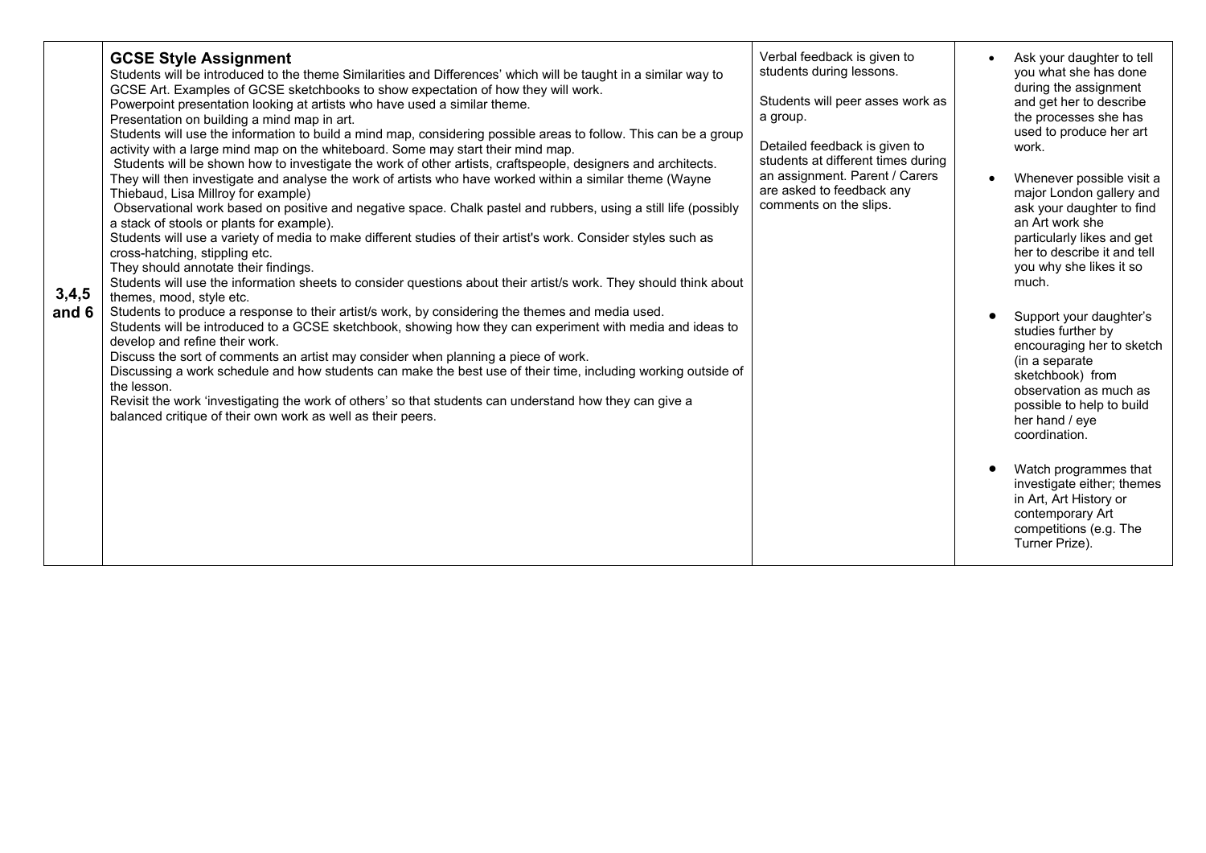| | | | |
|---|---|---|---|
| 3,4,5 and 6 | **GCSE Style Assignment**<br>Students will be introduced to the theme Similarities and Differences' which will be taught in a similar way to GCSE Art. Examples of GCSE sketchbooks to show expectation of how they will work.<br>Powerpoint presentation looking at artists who have used a similar theme.<br>Presentation on building a mind map in art.<br>Students will use the information to build a mind map, considering possible areas to follow. This can be a group activity with a large mind map on the whiteboard. Some may start their mind map.<br>Students will be shown how to investigate the work of other artists, craftspeople, designers and architects. They will then investigate and analyse the work of artists who have worked within a similar theme (Wayne Thiebaud, Lisa Millroy for example)<br>Observational work based on positive and negative space. Chalk pastel and rubbers, using a still life (possibly a stack of stools or plants for example).<br>Students will use a variety of media to make different studies of their artist's work. Consider styles such as cross-hatching, stippling etc.<br>They should annotate their findings.<br>Students will use the information sheets to consider questions about their artist/s work. They should think about themes, mood, style etc.<br>Students to produce a response to their artist/s work, by considering the themes and media used.<br>Students will be introduced to a GCSE sketchbook, showing how they can experiment with media and ideas to develop and refine their work.<br>Discuss the sort of comments an artist may consider when planning a piece of work.<br>Discussing a work schedule and how students can make the best use of their time, including working outside of the lesson.<br>Revisit the work 'investigating the work of others' so that students can understand how they can give a balanced critique of their own work as well as their peers. | Verbal feedback is given to students during lessons.<br><br>Students will peer asses work as a group.<br><br>Detailed feedback is given to students at different times during an assignment. Parent / Carers are asked to feedback any comments on the slips. | • Ask your daughter to tell you what she has done during the assignment and get her to describe the processes she has used to produce her art work.<br><br>• Whenever possible visit a major London gallery and ask your daughter to find an Art work she particularly likes and get her to describe it and tell you why she likes it so much.<br><br>• Support your daughter's studies further by encouraging her to sketch (in a separate sketchbook) from observation as much as possible to help to build her hand / eye coordination.<br><br>• Watch programmes that investigate either; themes in Art, Art History or contemporary Art competitions (e.g. The Turner Prize). |